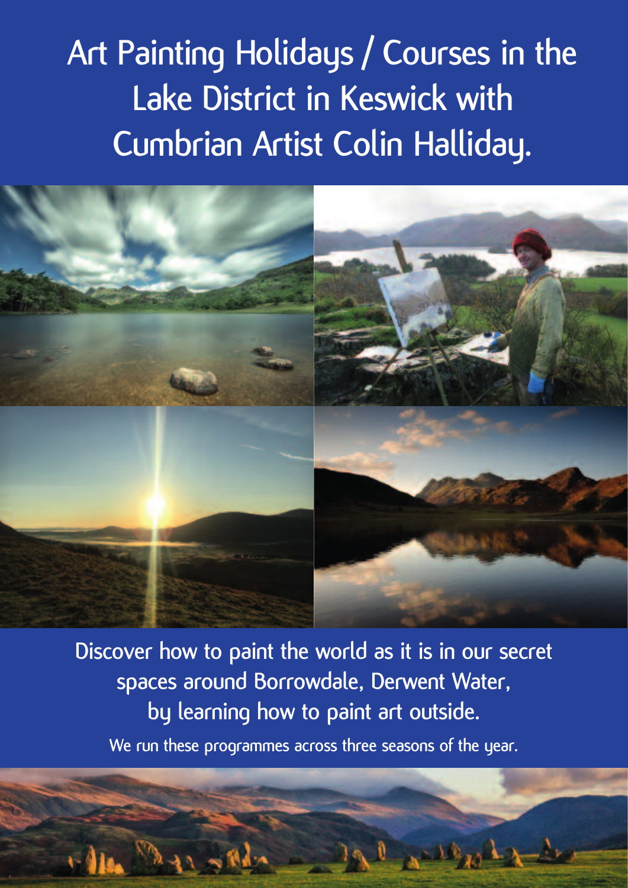# Art Painting Holidays / Courses in the Lake District in Keswick with Cumbrian Artist Colin Halliday.

Discover how to paint the world as it is in our secret spaces around Borrowdale, Derwent Water, by learning how to paint art outside.

We run these programmes across three seasons of the year.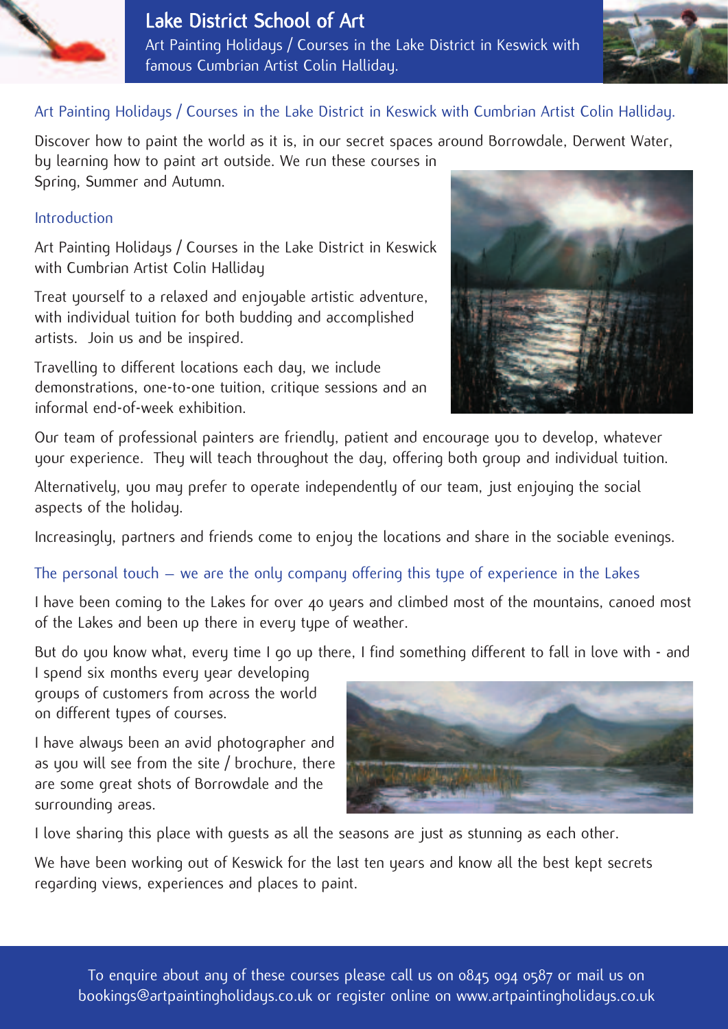# Lake District School of Art

Art Painting Holidays / Courses in the Lake District in Keswick with famous Cumbrian Artist Colin Halliday.

## Art Painting Holidays / Courses in the Lake District in Keswick with Cumbrian Artist Colin Halliday.

Discover how to paint the world as it is, in our secret spaces around Borrowdale, Derwent Water, by learning how to paint art outside. We run these courses in Spring, Summer and Autumn.

### Introduction

Art Painting Holidays / Courses in the Lake District in Keswick with Cumbrian Artist Colin Halliday

Treat yourself to a relaxed and enjoyable artistic adventure, with individual tuition for both budding and accomplished artists. Join us and be inspired.

Travelling to different locations each day, we include demonstrations, one-to-one tuition, critique sessions and an informal end-of-week exhibition.

Our team of professional painters are friendly, patient and encourage you to develop, whatever your experience. They will teach throughout the day, offering both group and individual tuition.

Alternatively, you may prefer to operate independently of our team, just enjoying the social aspects of the holiday.

Increasingly, partners and friends come to enjoy the locations and share in the sociable evenings.

### The personal touch – we are the only company offering this type of experience in the Lakes

I have been coming to the Lakes for over 40 years and climbed most of the mountains, canoed most of the Lakes and been up there in every type of weather.

But do you know what, every time I go up there, I find something different to fall in love with - and I spend six months every year developing groups of customers from across the world on different types of courses.

I have always been an avid photographer and as you will see from the site / brochure, there are some great shots of Borrowdale and the surrounding areas.

I love sharing this place with guests as all the seasons are just as stunning as each other.

We have been working out of Keswick for the last ten years and know all the best kept secrets regarding views, experiences and places to paint.

To enquire about any of these courses please call us on 0845 094 0587 or mail us on bookings@artpaintingholidays.co.uk or register online on www.artpaintingholidays.co.uk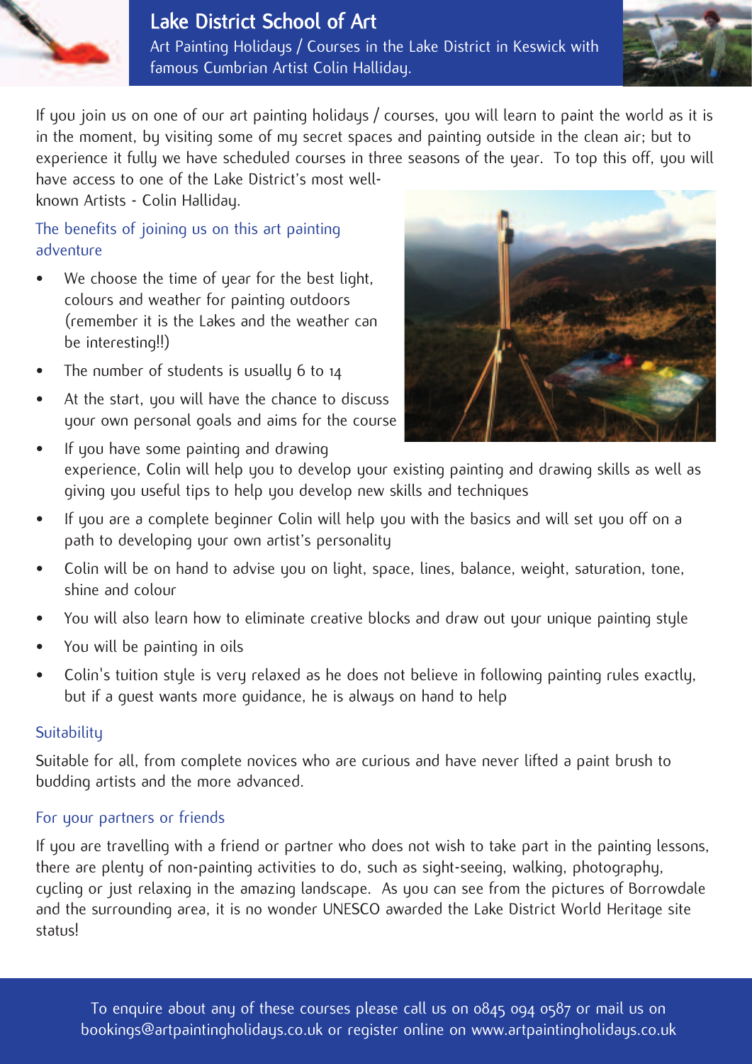# Lake District School of Art

Art Painting Holidays / Courses in the Lake District in Keswick with famous Cumbrian Artist Colin Halliday.

If you join us on one of our art painting holidays / courses, you will learn to paint the world as it is in the moment, by visiting some of my secret spaces and painting outside in the clean air; but to experience it fully we have scheduled courses in three seasons of the year. To top this off, you will have access to one of the Lake District's most well-known Artists - Colin Halliday.

## The benefits of joining us on this art painting adventure

- We choose the time of year for the best light, colours and weather for painting outdoors (remember it is the Lakes and the weather can be interesting!!)
- The number of students is usually 6 to 14
- At the start, you will have the chance to discuss your own personal goals and aims for the course
- If you have some painting and drawing experience, Colin will help you to develop your existing painting and drawing skills as well as giving you useful tips to help you develop new skills and techniques
- If you are a complete beginner Colin will help you with the basics and will set you off on a path to developing your own artist's personality
- Colin will be on hand to advise you on light, space, lines, balance, weight, saturation, tone, shine and colour
- You will also learn how to eliminate creative blocks and draw out your unique painting style
- You will be painting in oils
- Colin's tuition style is very relaxed as he does not believe in following painting rules exactly, but if a guest wants more guidance, he is always on hand to help

## Suitability

Suitable for all, from complete novices who are curious and have never lifted a paint brush to budding artists and the more advanced.

## For your partners or friends

If you are travelling with a friend or partner who does not wish to take part in the painting lessons, there are plenty of non-painting activities to do, such as sight-seeing, walking, photography, cycling or just relaxing in the amazing landscape. As you can see from the pictures of Borrowdale and the surrounding area, it is no wonder UNESCO awarded the Lake District World Heritage site status!

To enquire about any of these courses please call us on 0845 094 0587 or mail us on bookings@artpaintingholidays.co.uk or register online on www.artpaintingholidays.co.uk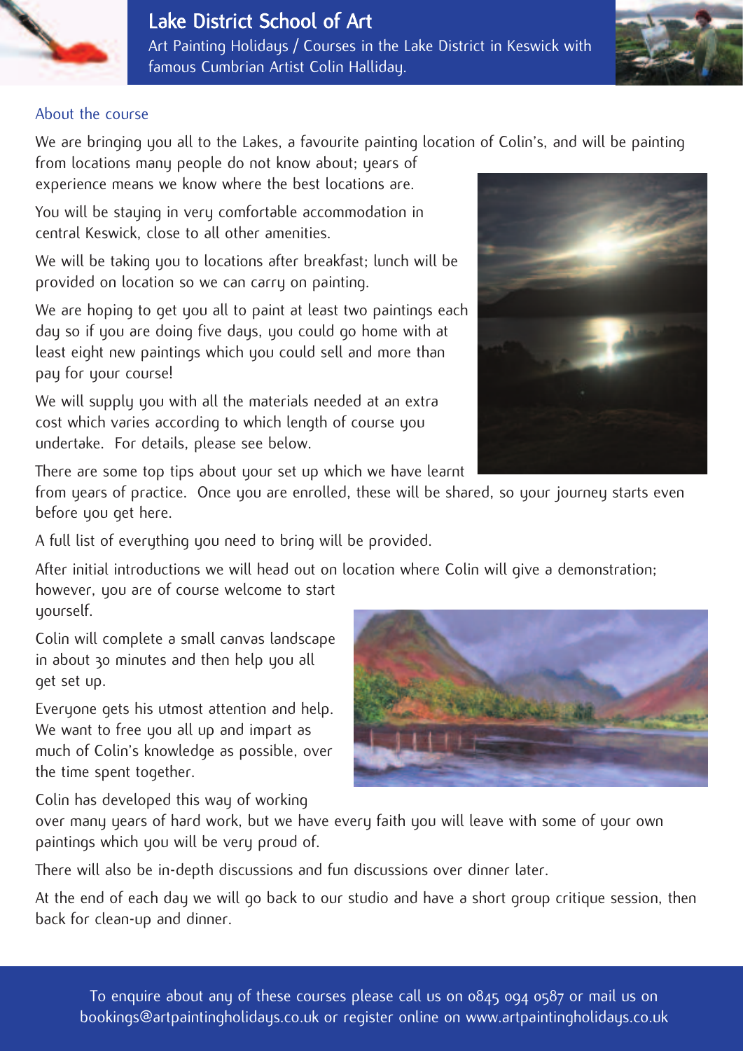# Lake District School of Art

Art Painting Holidays / Courses in the Lake District in Keswick with famous Cumbrian Artist Colin Halliday.

## About the course

We are bringing you all to the Lakes, a favourite painting location of Colin's, and will be painting from locations many people do not know about; years of experience means we know where the best locations are.

You will be staying in very comfortable accommodation in central Keswick, close to all other amenities.

We will be taking you to locations after breakfast; lunch will be provided on location so we can carry on painting.

We are hoping to get you all to paint at least two paintings each day so if you are doing five days, you could go home with at least eight new paintings which you could sell and more than pay for your course!

We will supply you with all the materials needed at an extra cost which varies according to which length of course you undertake. For details, please see below.

There are some top tips about your set up which we have learnt from years of practice. Once you are enrolled, these will be shared, so your journey starts even before you get here.

A full list of everything you need to bring will be provided.

After initial introductions we will head out on location where Colin will give a demonstration; however, you are of course welcome to start yourself.

Colin will complete a small canvas landscape in about 30 minutes and then help you all get set up.

Everyone gets his utmost attention and help. We want to free you all up and impart as much of Colin's knowledge as possible, over the time spent together.

Colin has developed this way of working over many years of hard work, but we have every faith you will leave with some of your own paintings which you will be very proud of.

There will also be in-depth discussions and fun discussions over dinner later.

At the end of each day we will go back to our studio and have a short group critique session, then back for clean-up and dinner.

To enquire about any of these courses please call us on 0845 094 0587 or mail us on bookings@artpaintingholidays.co.uk or register online on www.artpaintingholidays.co.uk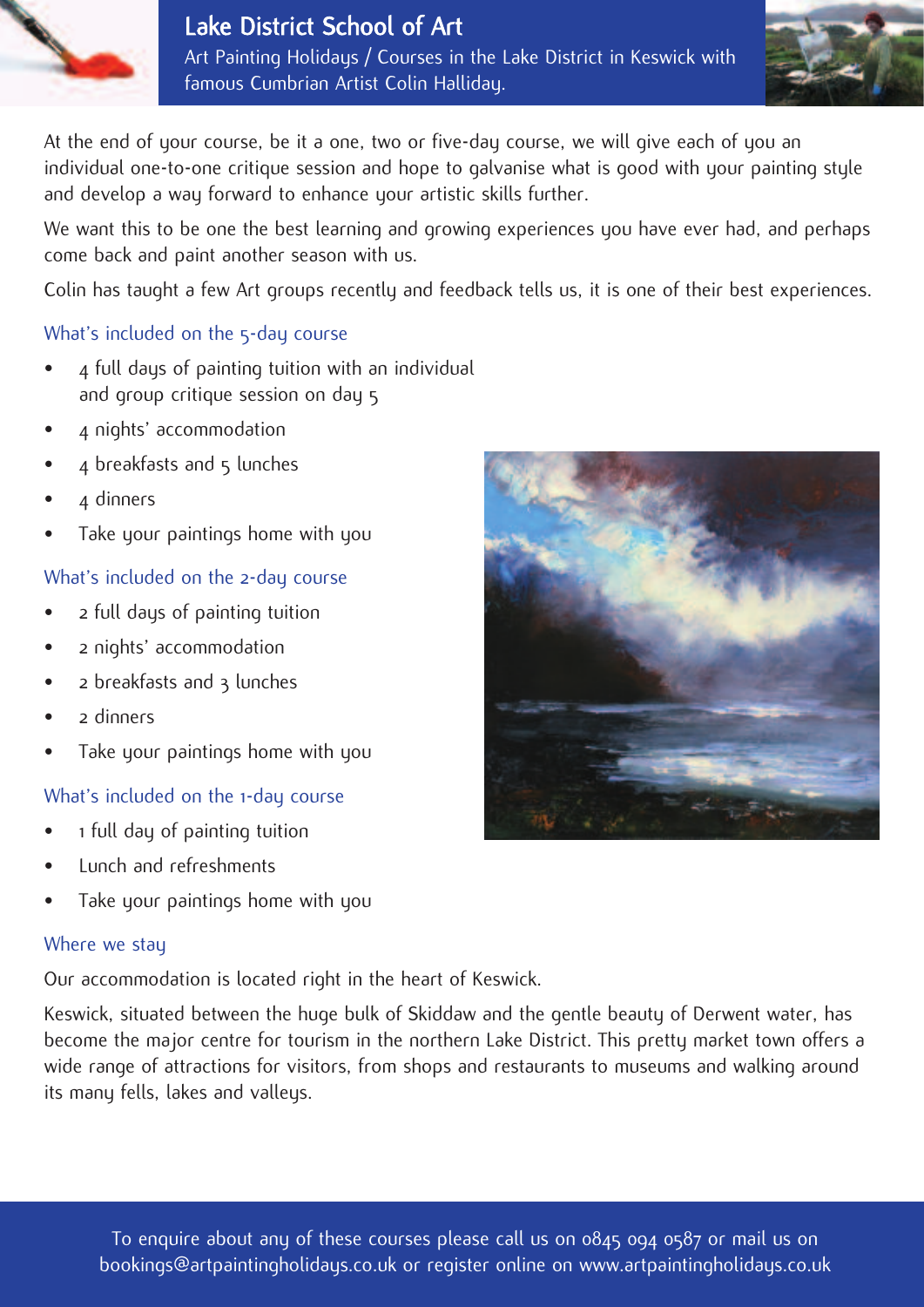# Lake District School of Art

Art Painting Holidays / Courses in the Lake District in Keswick with famous Cumbrian Artist Colin Halliday.

At the end of your course, be it a one, two or five-day course, we will give each of you an individual one-to-one critique session and hope to galvanise what is good with your painting style and develop a way forward to enhance your artistic skills further.

We want this to be one the best learning and growing experiences you have ever had, and perhaps come back and paint another season with us.

Colin has taught a few Art groups recently and feedback tells us, it is one of their best experiences.

## What's included on the 5-day course

- 4 full days of painting tuition with an individual and group critique session on day 5
- 4 nights' accommodation
- 4 breakfasts and 5 lunches
- 4 dinners
- Take your paintings home with you

## What's included on the 2-day course

- 2 full days of painting tuition
- 2 nights' accommodation
- 2 breakfasts and 3 lunches
- 2 dinners
- Take your paintings home with you

## What's included on the 1-day course

- 1 full day of painting tuition
- Lunch and refreshments
- Take your paintings home with you

## Where we stay

Our accommodation is located right in the heart of Keswick.

Keswick, situated between the huge bulk of Skiddaw and the gentle beauty of Derwent water, has become the major centre for tourism in the northern Lake District. This pretty market town offers a wide range of attractions for visitors, from shops and restaurants to museums and walking around its many fells, lakes and valleys.

To enquire about any of these courses please call us on 0845 094 0587 or mail us on bookings@artpaintingholidays.co.uk or register online on www.artpaintingholidays.co.uk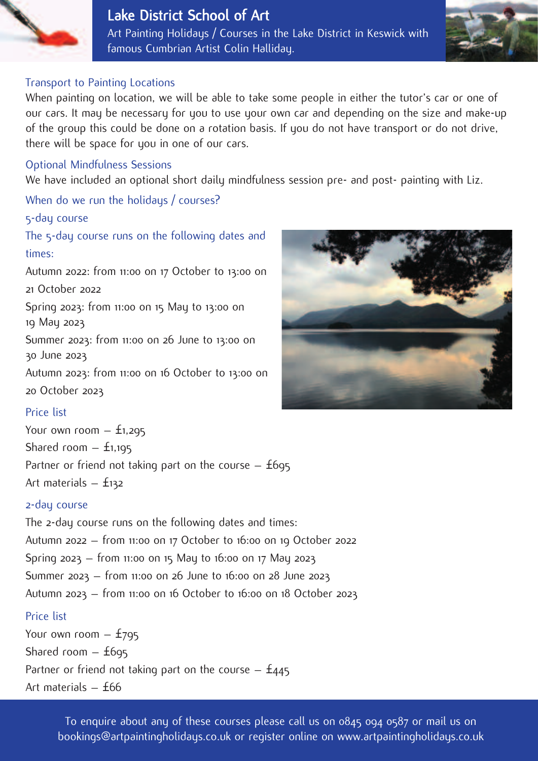# Lake District School of Art

Art Painting Holidays / Courses in the Lake District in Keswick with famous Cumbrian Artist Colin Halliday.

## Transport to Painting Locations

When painting on location, we will be able to take some people in either the tutor's car or one of our cars. It may be necessary for you to use your own car and depending on the size and make-up of the group this could be done on a rotation basis. If you do not have transport or do not drive, there will be space for you in one of our cars.

## Optional Mindfulness Sessions

We have included an optional short daily mindfulness session pre- and post- painting with Liz.

## When do we run the holidays / courses?

### 5-day course

The 5-day course runs on the following dates and times:

Autumn 2022: from 11:00 on 17 October to 13:00 on 21 October 2022

Spring 2023: from 11:00 on 15 May to 13:00 on 19 May 2023

Summer 2023: from 11:00 on 26 June to 13:00 on 30 June 2023

Autumn 2023: from 11:00 on 16 October to 13:00 on 20 October 2023

#### Price list

Your own room – £1,295

Shared room – £1,195

Partner or friend not taking part on the course – £695

Art materials – £132

### 2-day course

The 2-day course runs on the following dates and times:

Autumn 2022 – from 11:00 on 17 October to 16:00 on 19 October 2022

Spring 2023 – from 11:00 on 15 May to 16:00 on 17 May 2023

Summer 2023 – from 11:00 on 26 June to 16:00 on 28 June 2023

Autumn 2023 – from 11:00 on 16 October to 16:00 on 18 October 2023

#### Price list

Your own room – £795

Shared room – £695

Partner or friend not taking part on the course – £445

Art materials – £66

To enquire about any of these courses please call us on 0845 094 0587 or mail us on bookings@artpaintingholidays.co.uk or register online on www.artpaintingholidays.co.uk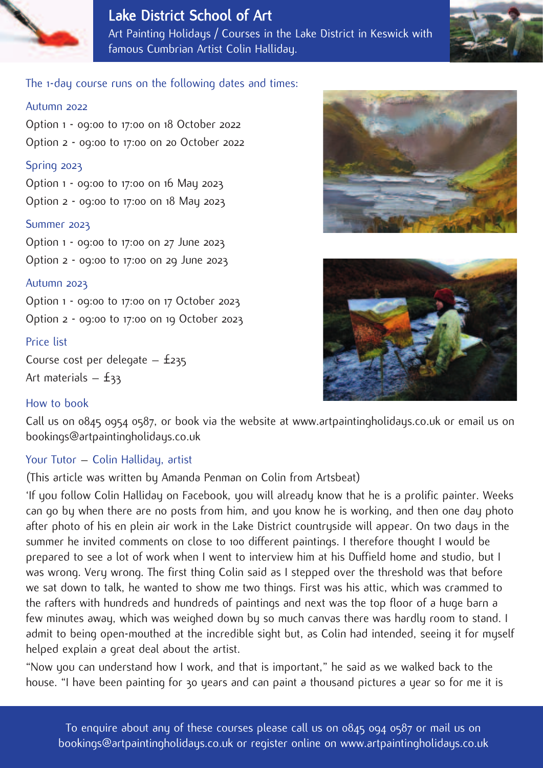# Lake District School of Art

Art Painting Holidays / Courses in the Lake District in Keswick with famous Cumbrian Artist Colin Halliday.

The 1-day course runs on the following dates and times:

### Autumn 2022

Option 1 - 09:00 to 17:00 on 18 October 2022

Option 2 - 09:00 to 17:00 on 20 October 2022

### Spring 2023

Option 1 - 09:00 to 17:00 on 16 May 2023

Option 2 - 09:00 to 17:00 on 18 May 2023

### Summer 2023

Option 1 - 09:00 to 17:00 on 27 June 2023

Option 2 - 09:00 to 17:00 on 29 June 2023

### Autumn 2023

Option 1 - 09:00 to 17:00 on 17 October 2023

Option 2 - 09:00 to 17:00 on 19 October 2023

### Price list

Course cost per delegate – £235

Art materials – £33

### How to book

Call us on 0845 0954 0587, or book via the website at www.artpaintingholidays.co.uk or email us on bookings@artpaintingholidays.co.uk

### Your Tutor – Colin Halliday, artist

(This article was written by Amanda Penman on Colin from Artsbeat)

'If you follow Colin Halliday on Facebook, you will already know that he is a prolific painter. Weeks can go by when there are no posts from him, and you know he is working, and then one day photo after photo of his en plein air work in the Lake District countryside will appear. On two days in the summer he invited comments on close to 100 different paintings. I therefore thought I would be prepared to see a lot of work when I went to interview him at his Duffield home and studio, but I was wrong. Very wrong. The first thing Colin said as I stepped over the threshold was that before we sat down to talk, he wanted to show me two things. First was his attic, which was crammed to the rafters with hundreds and hundreds of paintings and next was the top floor of a huge barn a few minutes away, which was weighed down by so much canvas there was hardly room to stand. I admit to being open-mouthed at the incredible sight but, as Colin had intended, seeing it for myself helped explain a great deal about the artist.

"Now you can understand how I work, and that is important," he said as we walked back to the house. "I have been painting for 30 years and can paint a thousand pictures a year so for me it is

To enquire about any of these courses please call us on 0845 094 0587 or mail us on bookings@artpaintingholidays.co.uk or register online on www.artpaintingholidays.co.uk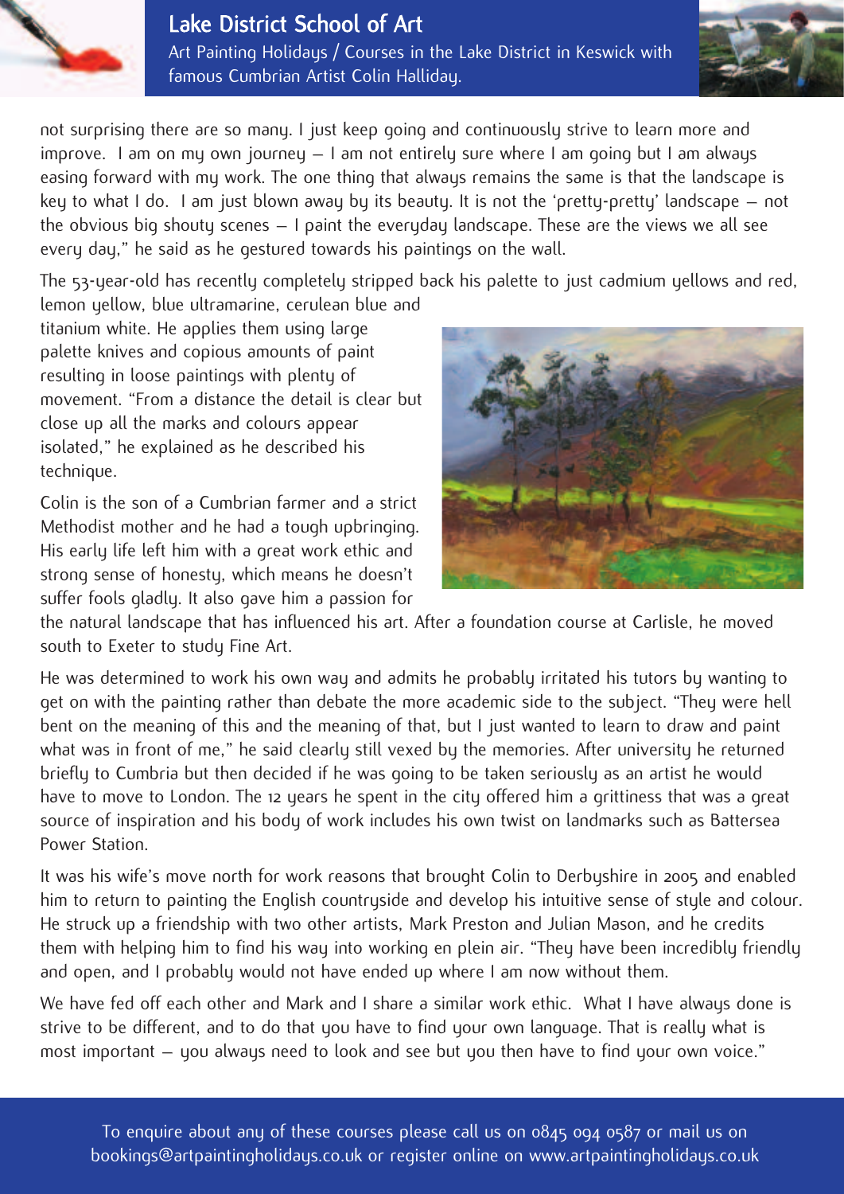not surprising there are so many. I just keep going and continuously strive to learn more and improve. I am on my own journey – I am not entirely sure where I am going but I am always easing forward with my work. The one thing that always remains the same is that the landscape is key to what I do. I am just blown away by its beauty. It is not the 'pretty-pretty' landscape – not the obvious big shouty scenes – I paint the everyday landscape. These are the views we all see every day," he said as he gestured towards his paintings on the wall.

The 53-year-old has recently completely stripped back his palette to just cadmium yellows and red, lemon yellow, blue ultramarine, cerulean blue and titanium white. He applies them using large palette knives and copious amounts of paint resulting in loose paintings with plenty of movement. "From a distance the detail is clear but close up all the marks and colours appear isolated," he explained as he described his technique.

Colin is the son of a Cumbrian farmer and a strict Methodist mother and he had a tough upbringing. His early life left him with a great work ethic and strong sense of honesty, which means he doesn't suffer fools gladly. It also gave him a passion for the natural landscape that has influenced his art. After a foundation course at Carlisle, he moved south to Exeter to study Fine Art.

He was determined to work his own way and admits he probably irritated his tutors by wanting to get on with the painting rather than debate the more academic side to the subject. "They were hell bent on the meaning of this and the meaning of that, but I just wanted to learn to draw and paint what was in front of me," he said clearly still vexed by the memories. After university he returned briefly to Cumbria but then decided if he was going to be taken seriously as an artist he would have to move to London. The 12 years he spent in the city offered him a grittiness that was a great source of inspiration and his body of work includes his own twist on landmarks such as Battersea Power Station.

It was his wife's move north for work reasons that brought Colin to Derbyshire in 2005 and enabled him to return to painting the English countryside and develop his intuitive sense of style and colour. He struck up a friendship with two other artists, Mark Preston and Julian Mason, and he credits them with helping him to find his way into working en plein air. "They have been incredibly friendly and open, and I probably would not have ended up where I am now without them.

We have fed off each other and Mark and I share a similar work ethic. What I have always done is strive to be different, and to do that you have to find your own language. That is really what is most important – you always need to look and see but you then have to find your own voice."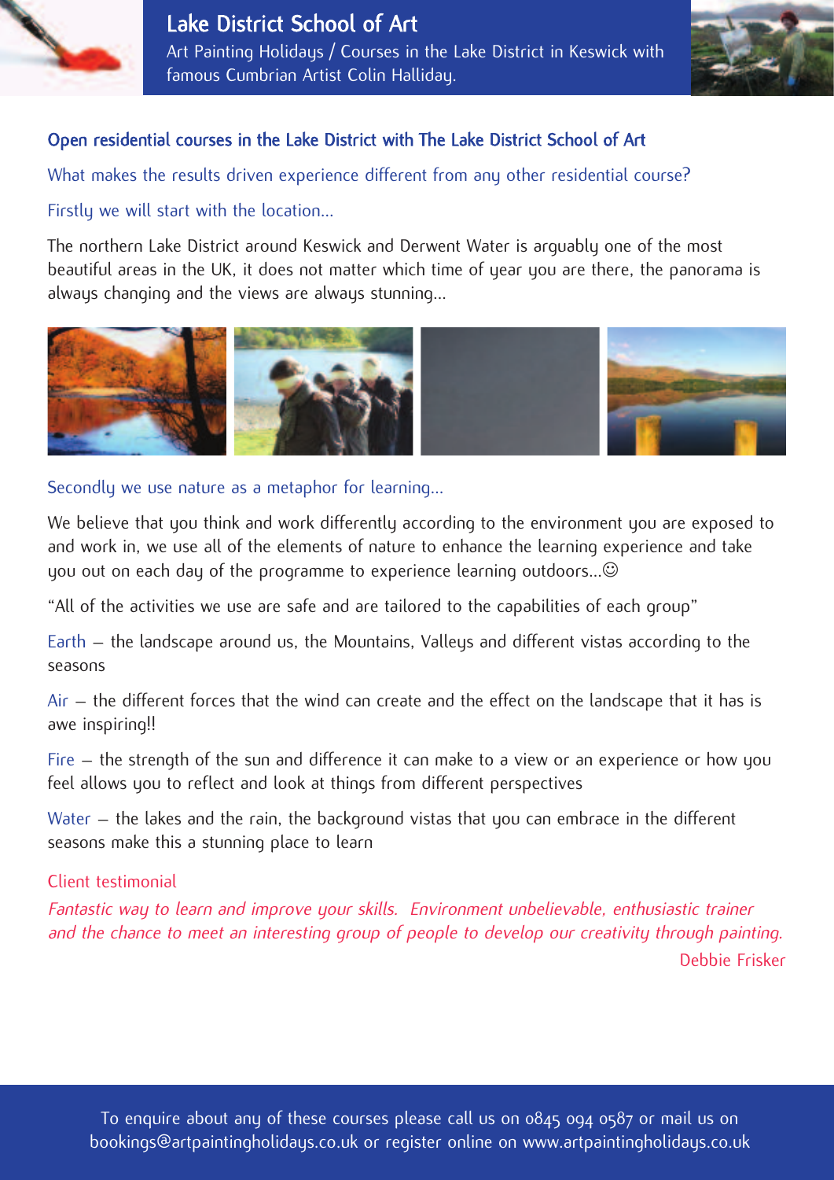# Lake District School of Art

Art Painting Holidays / Courses in the Lake District in Keswick with famous Cumbrian Artist Colin Halliday.

## Open residential courses in the Lake District with The Lake District School of Art

What makes the results driven experience different from any other residential course?

Firstly we will start with the location…

The northern Lake District around Keswick and Derwent Water is arguably one of the most beautiful areas in the UK, it does not matter which time of year you are there, the panorama is always changing and the views are always stunning…

Secondly we use nature as a metaphor for learning…

We believe that you think and work differently according to the environment you are exposed to and work in, we use all of the elements of nature to enhance the learning experience and take you out on each day of the programme to experience learning outdoors…☺

"All of the activities we use are safe and are tailored to the capabilities of each group"

Earth – the landscape around us, the Mountains, Valleys and different vistas according to the seasons

Air – the different forces that the wind can create and the effect on the landscape that it has is awe inspiring!!

Fire – the strength of the sun and difference it can make to a view or an experience or how you feel allows you to reflect and look at things from different perspectives

Water – the lakes and the rain, the background vistas that you can embrace in the different seasons make this a stunning place to learn

Client testimonial

*Fantastic way to learn and improve your skills. Environment unbelievable, enthusiastic trainer and the chance to meet an interesting group of people to develop our creativity through painting.*

Debbie Frisker

To enquire about any of these courses please call us on 0845 094 0587 or mail us on bookings@artpaintingholidays.co.uk or register online on www.artpaintingholidays.co.uk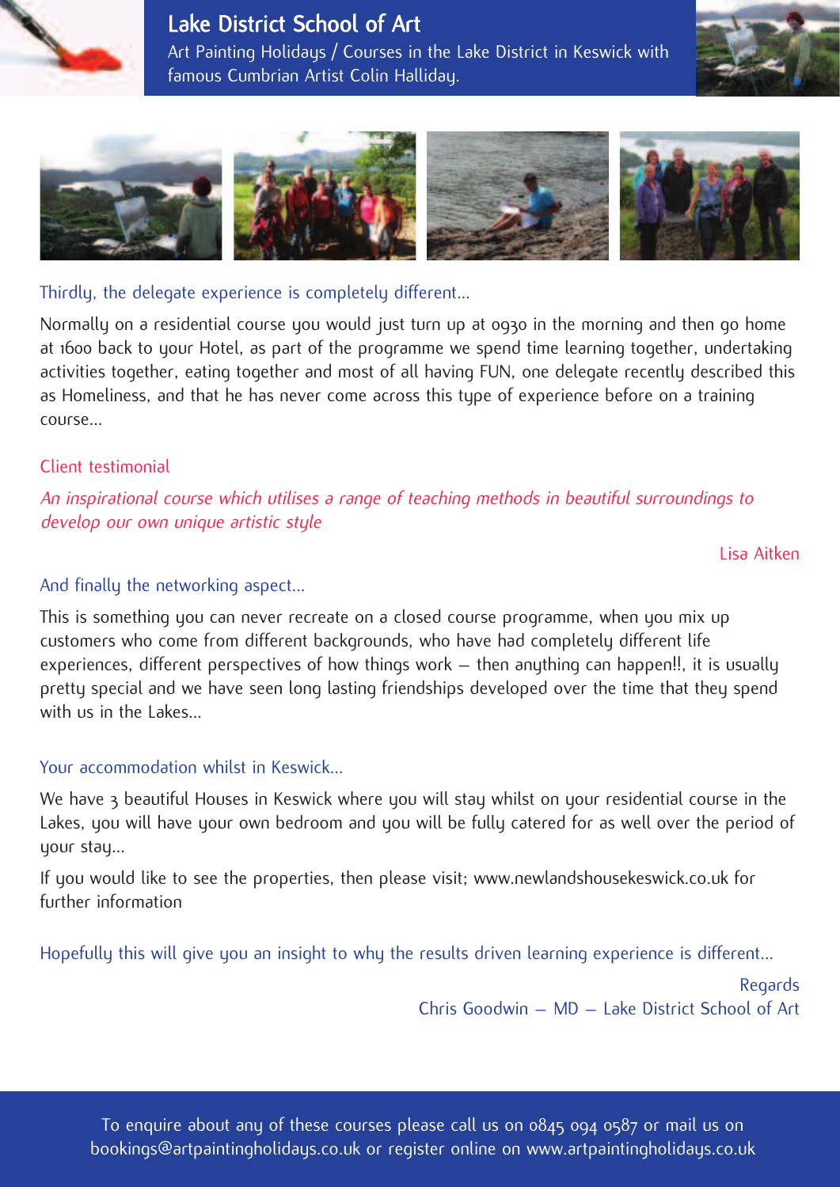# Lake District School of Art

Art Painting Holidays / Courses in the Lake District in Keswick with famous Cumbrian Artist Colin Halliday.

## Thirdly, the delegate experience is completely different...

Normally on a residential course you would just turn up at 0930 in the morning and then go home at 1600 back to your Hotel, as part of the programme we spend time learning together, undertaking activities together, eating together and most of all having FUN, one delegate recently described this as Homeliness, and that he has never come across this type of experience before on a training course...

### Client testimonial

*An inspirational course which utilises a range of teaching methods in beautiful surroundings to develop our own unique artistic style*

Lisa Aitken

## And finally the networking aspect...

This is something you can never recreate on a closed course programme, when you mix up customers who come from different backgrounds, who have had completely different life experiences, different perspectives of how things work – then anything can happen!!, it is usually pretty special and we have seen long lasting friendships developed over the time that they spend with us in the Lakes...

## Your accommodation whilst in Keswick...

We have 3 beautiful Houses in Keswick where you will stay whilst on your residential course in the Lakes, you will have your own bedroom and you will be fully catered for as well over the period of your stay...

If you would like to see the properties, then please visit; www.newlandshousekeswick.co.uk for further information

Hopefully this will give you an insight to why the results driven learning experience is different...

Regards
Chris Goodwin – MD – Lake District School of Art

To enquire about any of these courses please call us on 0845 094 0587 or mail us on bookings@artpaintingholidays.co.uk or register online on www.artpaintingholidays.co.uk